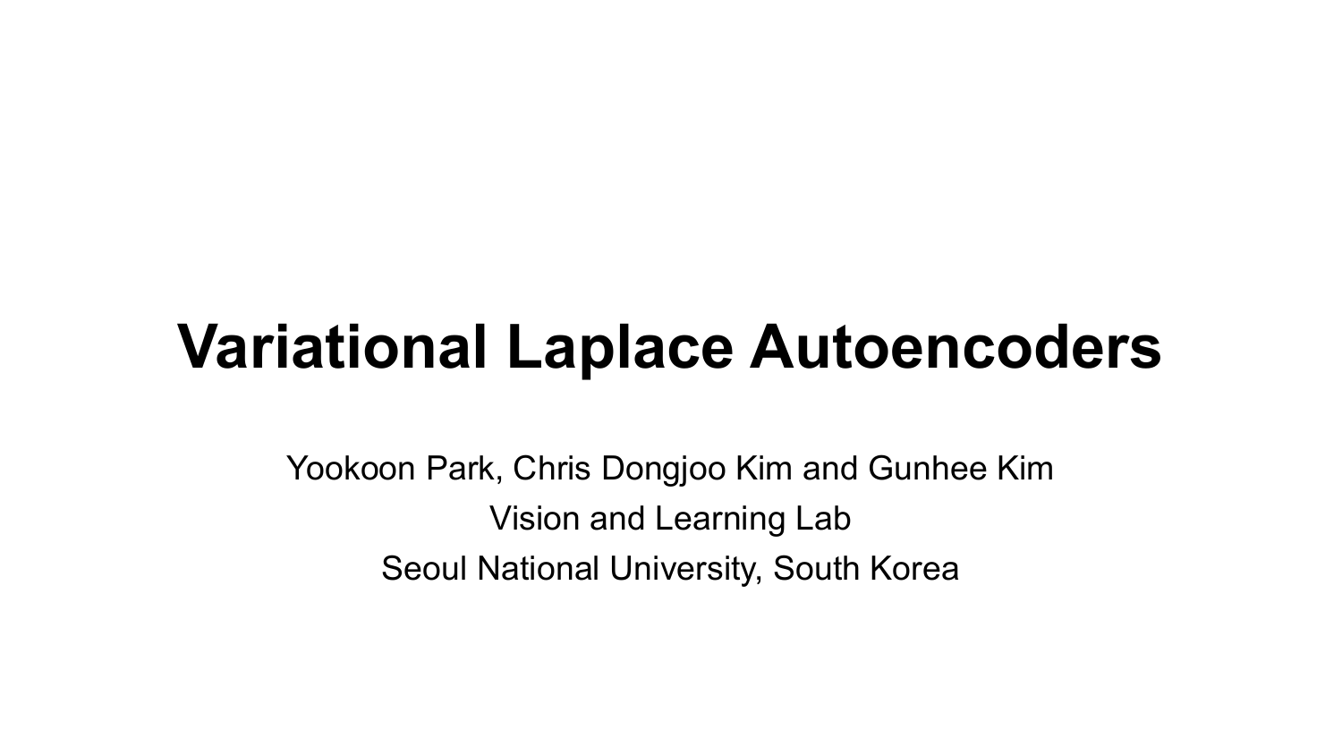# Variational Laplace Autoencoders

Yookoon Park, Chris Dongjoo Kim and Gunhee Kim

Vision and Learning Lab

Seoul National University, South Korea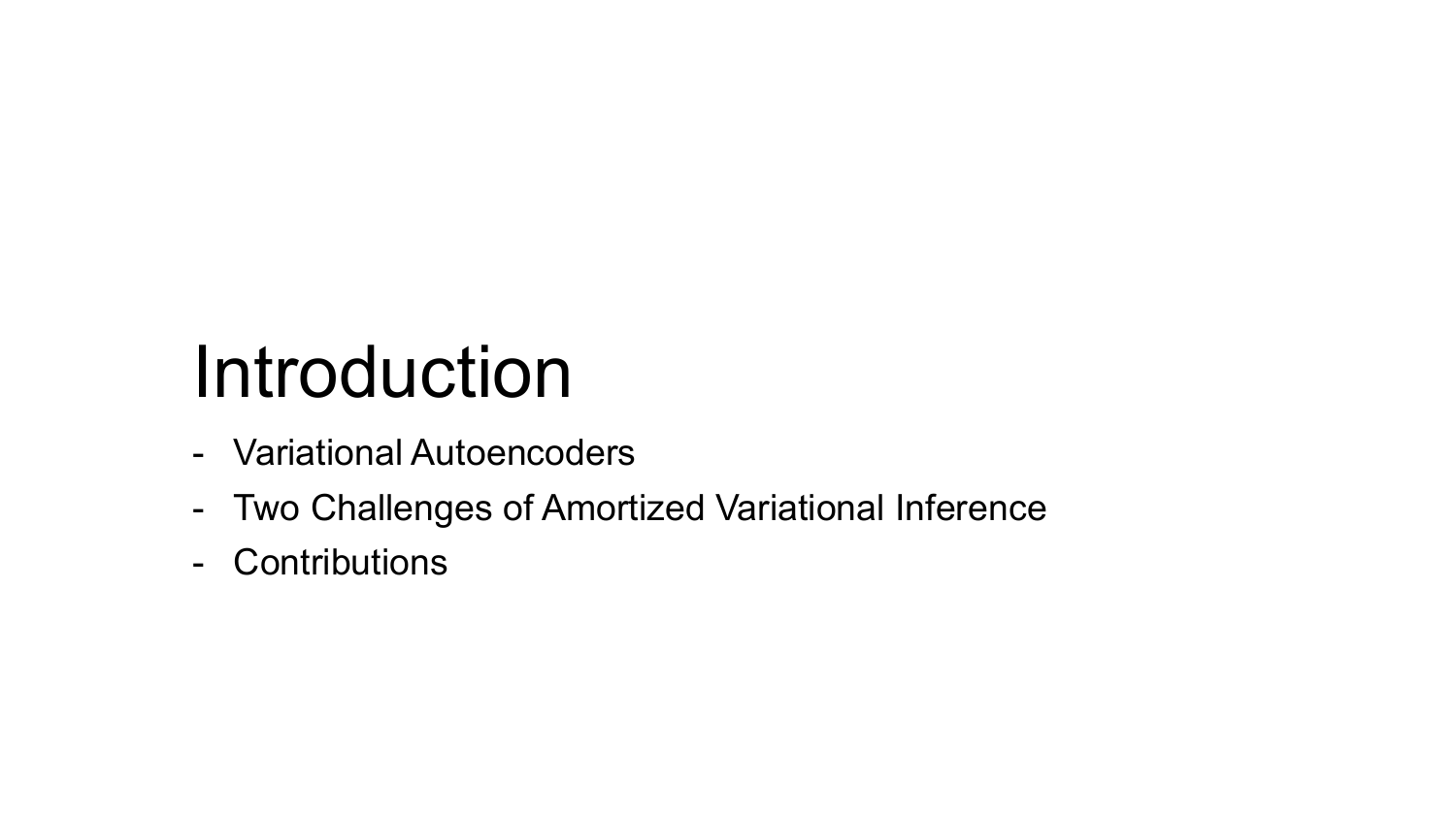# Introduction

- Variational Autoencoders
- Two Challenges of Amortized Variational Inference
- Contributions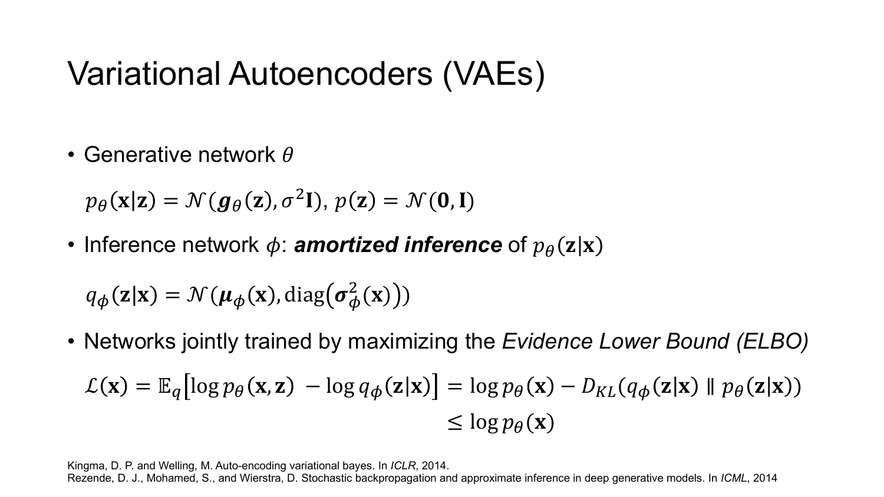# Variational Autoencoders (VAEs)

- Generative network $\theta$

$$p_\theta(\mathbf{x}|\mathbf{z}) = \mathcal{N}(\boldsymbol{g}_\theta(\mathbf{z}), \sigma^2\mathbf{I}),\ p(\mathbf{z}) = \mathcal{N}(\mathbf{0}, \mathbf{I})$$

- Inference network $\phi$: ***amortized inference*** of $p_\theta(\mathbf{z}|\mathbf{x})$

$$q_\phi(\mathbf{z}|\mathbf{x}) = \mathcal{N}(\boldsymbol{\mu}_\phi(\mathbf{x}), \mathrm{diag}(\boldsymbol{\sigma}_\phi^2(\mathbf{x})))$$

- Networks jointly trained by maximizing the *Evidence Lower Bound (ELBO)*

$$\begin{aligned}\mathcal{L}(\mathbf{x}) = \mathbb{E}_q\left[\log p_\theta(\mathbf{x}, \mathbf{z}) - \log q_\phi(\mathbf{z}|\mathbf{x})\right] &= \log p_\theta(\mathbf{x}) - D_{KL}(q_\phi(\mathbf{z}|\mathbf{x}) \parallel p_\theta(\mathbf{z}|\mathbf{x})) \\ &\leq \log p_\theta(\mathbf{x})\end{aligned}$$

Kingma, D. P. and Welling, M. Auto-encoding variational bayes. In *ICLR*, 2014.
Rezende, D. J., Mohamed, S., and Wierstra, D. Stochastic backpropagation and approximate inference in deep generative models. In *ICML*, 2014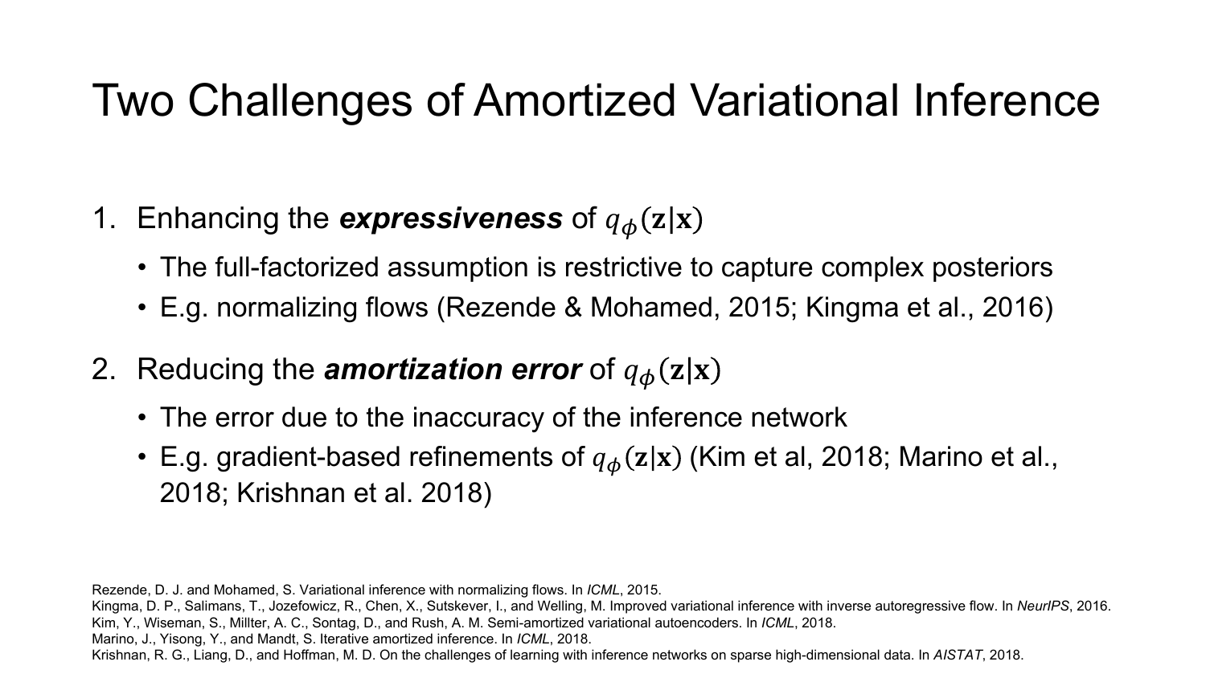# Two Challenges of Amortized Variational Inference

1. Enhancing the ***expressiveness*** of $q_\phi(\mathbf{z}|\mathbf{x})$
   - The full-factorized assumption is restrictive to capture complex posteriors
   - E.g. normalizing flows (Rezende & Mohamed, 2015; Kingma et al., 2016)

2. Reducing the ***amortization error*** of $q_\phi(\mathbf{z}|\mathbf{x})$
   - The error due to the inaccuracy of the inference network
   - E.g. gradient-based refinements of $q_\phi(\mathbf{z}|\mathbf{x})$ (Kim et al, 2018; Marino et al., 2018; Krishnan et al. 2018)

Rezende, D. J. and Mohamed, S. Variational inference with normalizing flows. In *ICML*, 2015.
Kingma, D. P., Salimans, T., Jozefowicz, R., Chen, X., Sutskever, I., and Welling, M. Improved variational inference with inverse autoregressive flow. In *NeurIPS*, 2016.
Kim, Y., Wiseman, S., Millter, A. C., Sontag, D., and Rush, A. M. Semi-amortized variational autoencoders. In *ICML*, 2018.
Marino, J., Yisong, Y., and Mandt, S. Iterative amortized inference. In *ICML*, 2018.
Krishnan, R. G., Liang, D., and Hoffman, M. D. On the challenges of learning with inference networks on sparse high-dimensional data. In *AISTAT*, 2018.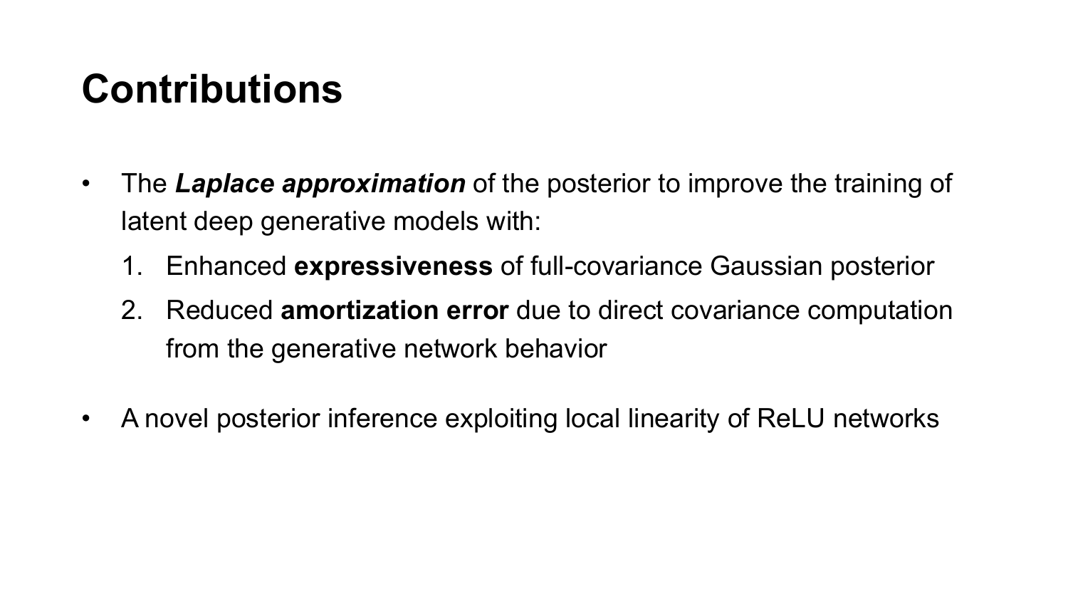# Contributions

- The ***Laplace approximation*** of the posterior to improve the training of latent deep generative models with:
  1. Enhanced **expressiveness** of full-covariance Gaussian posterior
  2. Reduced **amortization error** due to direct covariance computation from the generative network behavior
- A novel posterior inference exploiting local linearity of ReLU networks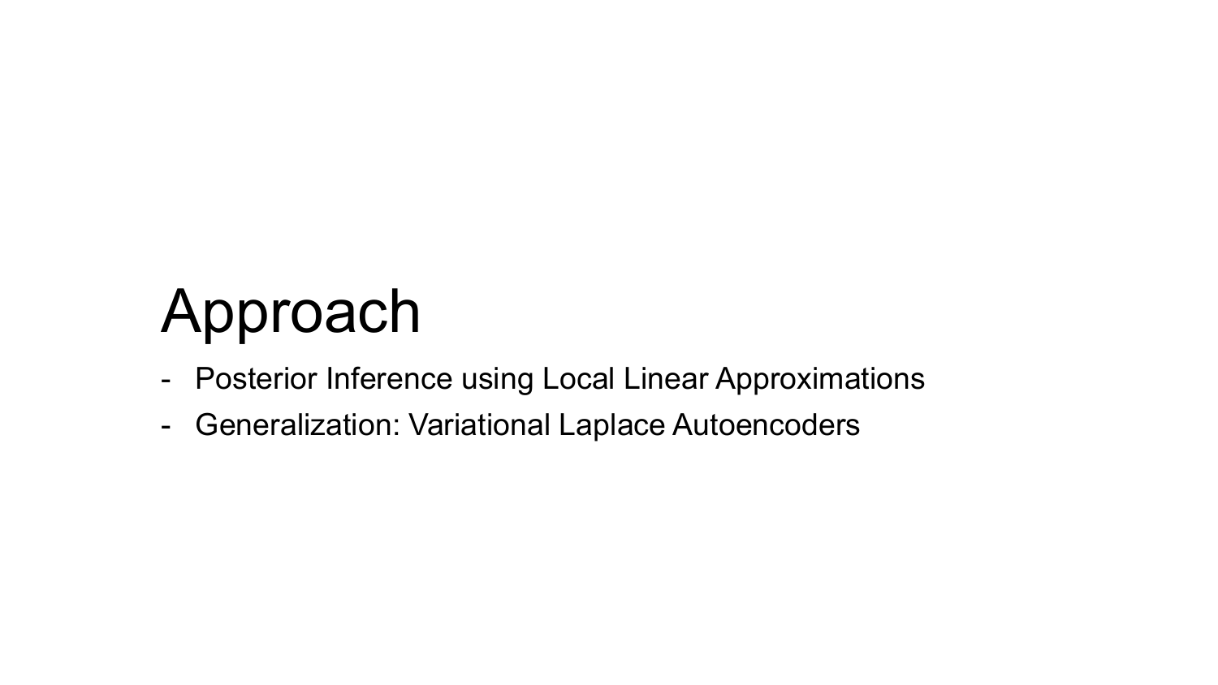# Approach

- Posterior Inference using Local Linear Approximations
- Generalization: Variational Laplace Autoencoders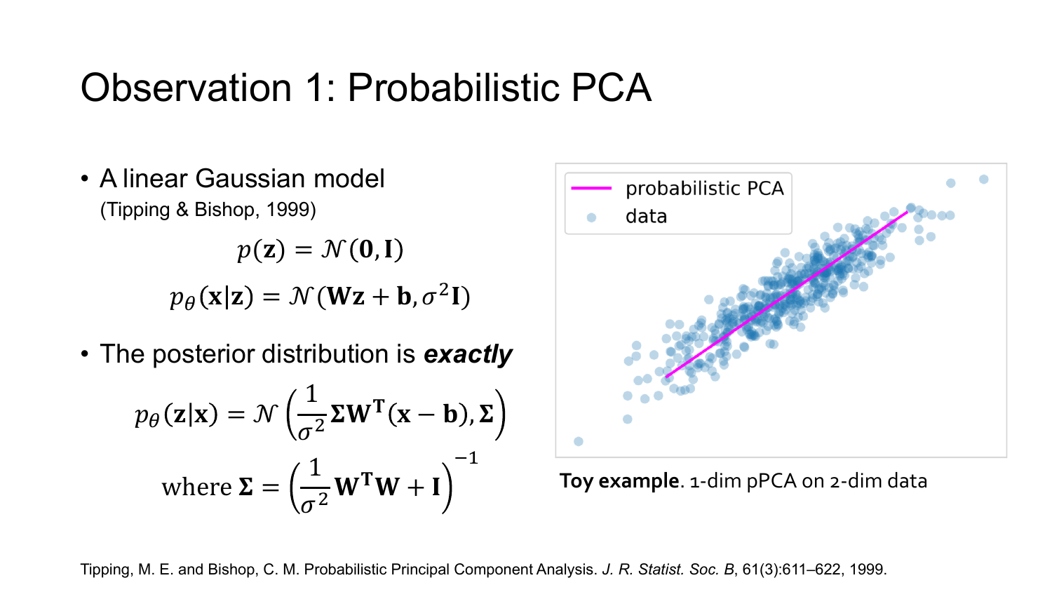# Observation 1: Probabilistic PCA

- A linear Gaussian model
  (Tipping & Bishop, 1999)

$$p(\mathbf{z}) = \mathcal{N}(\mathbf{0}, \mathbf{I})$$

$$p_\theta(\mathbf{x}|\mathbf{z}) = \mathcal{N}(\mathbf{W}\mathbf{z} + \mathbf{b}, \sigma^2\mathbf{I})$$

- The posterior distribution is ***exactly***

$$p_\theta(\mathbf{z}|\mathbf{x}) = \mathcal{N}\left(\frac{1}{\sigma^2}\boldsymbol{\Sigma}\mathbf{W}^\mathrm{T}(\mathbf{x} - \mathbf{b}), \boldsymbol{\Sigma}\right)$$

$$\text{where } \boldsymbol{\Sigma} = \left(\frac{1}{\sigma^2}\mathbf{W}^\mathrm{T}\mathbf{W} + \mathbf{I}\right)^{-1}$$

**Toy example**. 1-dim pPCA on 2-dim data

Tipping, M. E. and Bishop, C. M. Probabilistic Principal Component Analysis. *J. R. Statist. Soc. B*, 61(3):611–622, 1999.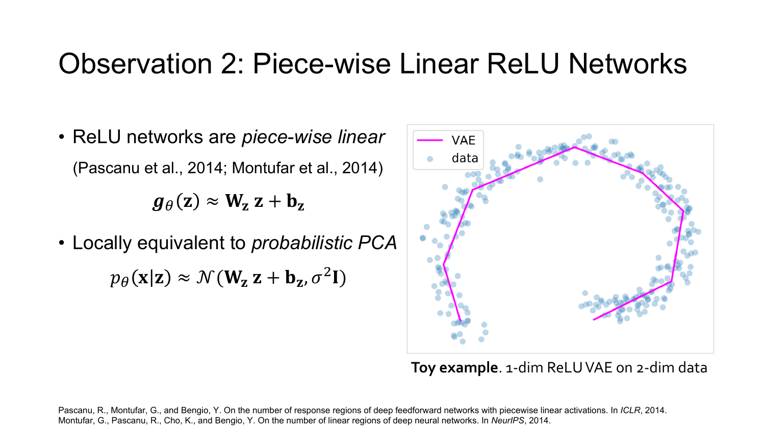# Observation 2: Piece-wise Linear ReLU Networks

- ReLU networks are *piece-wise linear*

  (Pascanu et al., 2014; Montufar et al., 2014)

$$\boldsymbol{g}_{\theta}(\mathbf{z}) \approx \mathbf{W}_{\mathbf{z}}\,\mathbf{z} + \mathbf{b}_{\mathbf{z}}$$

- Locally equivalent to *probabilistic PCA*

$$p_{\theta}(\mathbf{x}|\mathbf{z}) \approx \mathcal{N}(\mathbf{W}_{\mathbf{z}}\,\mathbf{z} + \mathbf{b}_{\mathbf{z}}, \sigma^2 \mathbf{I})$$

**Toy example**. 1-dim ReLU VAE on 2-dim data

Pascanu, R., Montufar, G., and Bengio, Y. On the number of response regions of deep feedforward networks with piecewise linear activations. In *ICLR*, 2014.
Montufar, G., Pascanu, R., Cho, K., and Bengio, Y. On the number of linear regions of deep neural networks. In *NeurIPS*, 2014.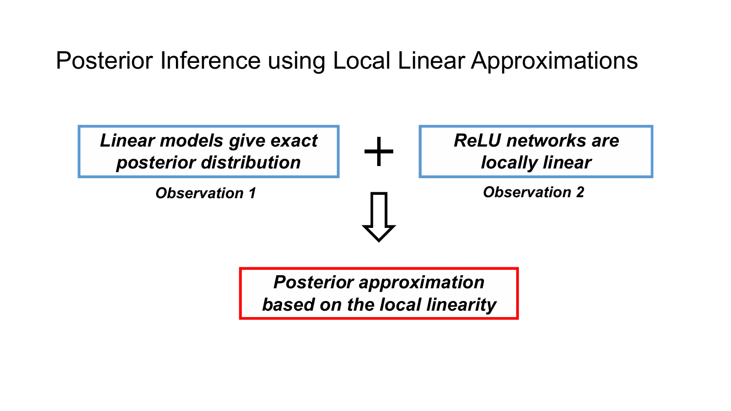# Posterior Inference using Local Linear Approximations

***Linear models give exact posterior distribution***

*Observation 1*

+

***ReLU networks are locally linear***

*Observation 2*

⇓

***Posterior approximation based on the local linearity***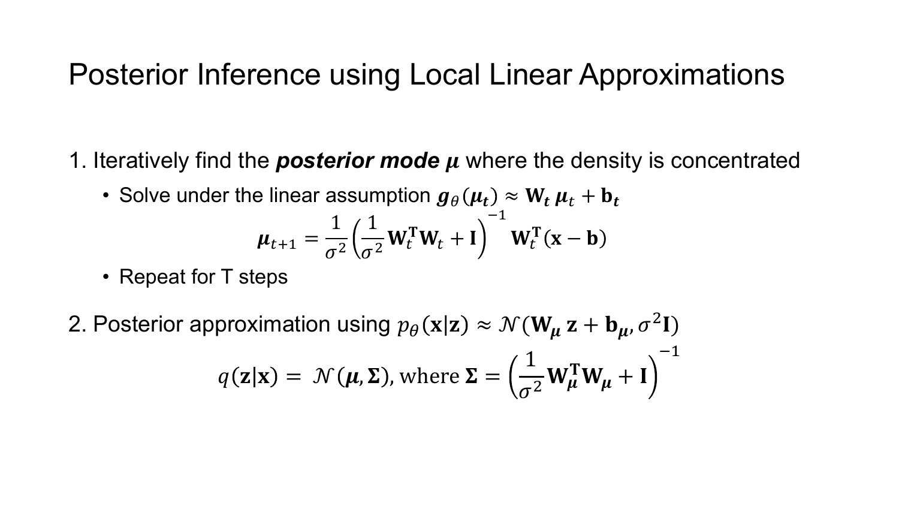# Posterior Inference using Local Linear Approximations

1. Iteratively find the ***posterior mode*** $\boldsymbol{\mu}$ where the density is concentrated
   - Solve under the linear assumption $\boldsymbol{g}_\theta(\boldsymbol{\mu_t}) \approx \mathbf{W_t}\,\boldsymbol{\mu}_t + \mathbf{b_t}$

$$\boldsymbol{\mu}_{t+1} = \frac{1}{\sigma^2}\left(\frac{1}{\sigma^2}\mathbf{W}_t^{\mathbf{T}}\mathbf{W}_t + \mathbf{I}\right)^{-1}\mathbf{W}_t^{\mathbf{T}}(\mathbf{x} - \mathbf{b})$$

   - Repeat for T steps

2. Posterior approximation using $p_\theta(\mathbf{x}|\mathbf{z}) \approx \mathcal{N}(\mathbf{W}_{\boldsymbol{\mu}}\,\mathbf{z} + \mathbf{b}_{\boldsymbol{\mu}}, \sigma^2\mathbf{I})$

$$q(\mathbf{z}|\mathbf{x}) = \mathcal{N}(\boldsymbol{\mu}, \boldsymbol{\Sigma}), \text{ where } \boldsymbol{\Sigma} = \left(\frac{1}{\sigma^2}\mathbf{W}_{\boldsymbol{\mu}}^{\mathbf{T}}\mathbf{W}_{\boldsymbol{\mu}} + \mathbf{I}\right)^{-1}$$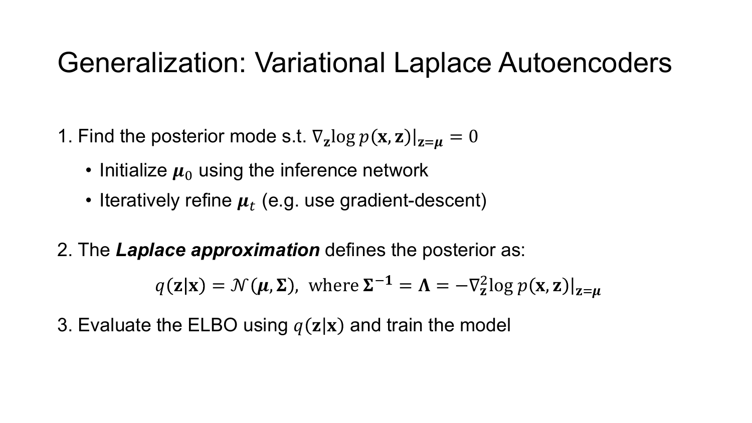# Generalization: Variational Laplace Autoencoders

1. Find the posterior mode s.t. $\nabla_{\mathbf{z}} \log p(\mathbf{x}, \mathbf{z})|_{\mathbf{z}=\boldsymbol{\mu}} = 0$
   - Initialize $\boldsymbol{\mu}_0$ using the inference network
   - Iteratively refine $\boldsymbol{\mu}_t$ (e.g. use gradient-descent)

2. The ***Laplace approximation*** defines the posterior as:

$$q(\mathbf{z}|\mathbf{x}) = \mathcal{N}(\boldsymbol{\mu}, \boldsymbol{\Sigma}), \text{ where } \boldsymbol{\Sigma}^{-1} = \boldsymbol{\Lambda} = -\nabla_{\mathbf{z}}^2 \log p(\mathbf{x}, \mathbf{z})|_{\mathbf{z}=\boldsymbol{\mu}}$$

3. Evaluate the ELBO using $q(\mathbf{z}|\mathbf{x})$ and train the model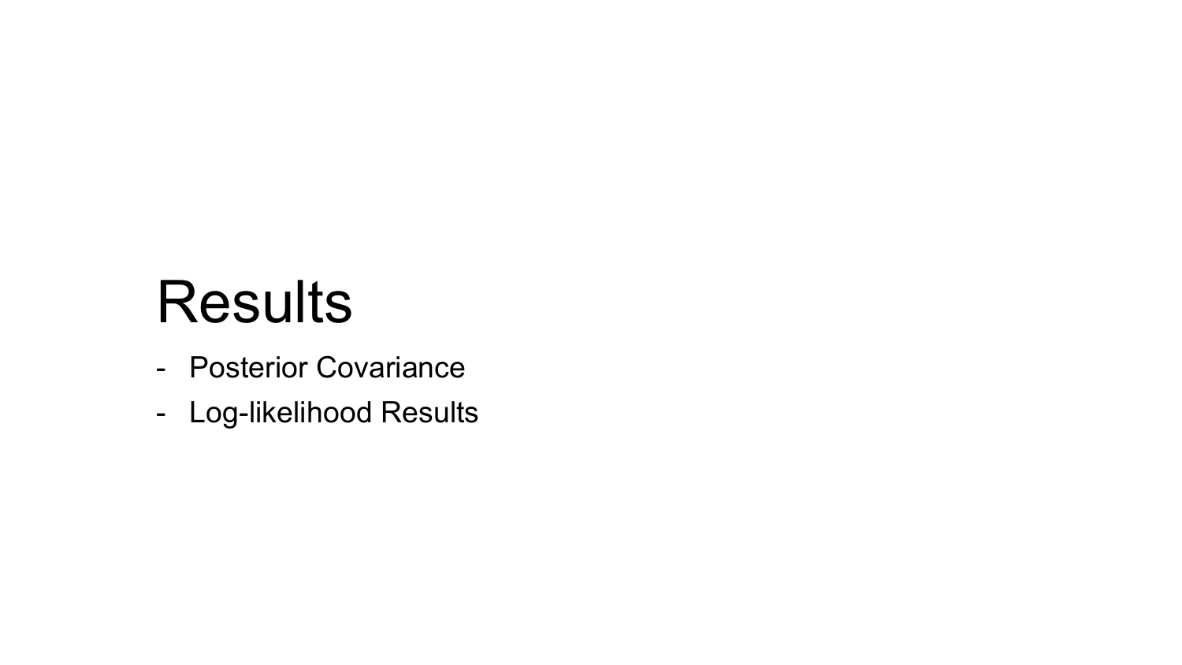# Results

- Posterior Covariance
- Log-likelihood Results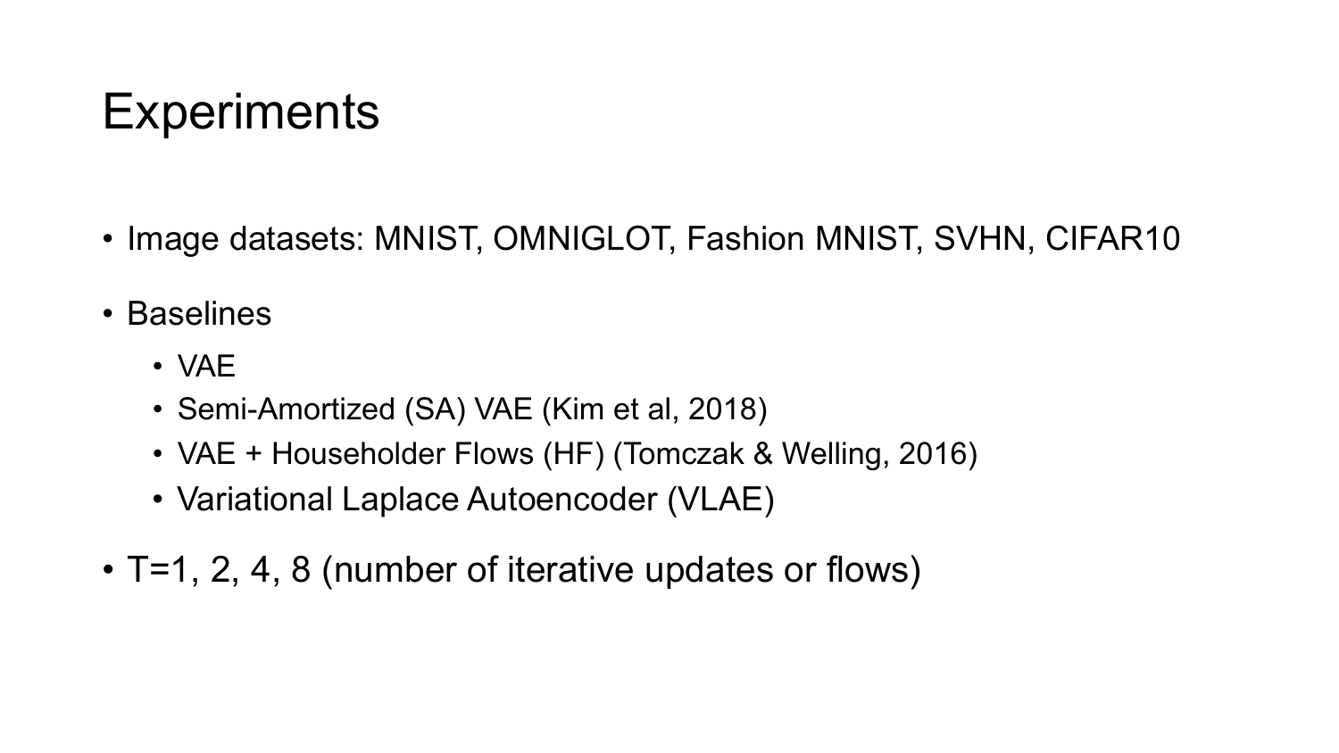# Experiments

- Image datasets: MNIST, OMNIGLOT, Fashion MNIST, SVHN, CIFAR10
- Baselines
  - VAE
  - Semi-Amortized (SA) VAE (Kim et al, 2018)
  - VAE + Householder Flows (HF) (Tomczak & Welling, 2016)
  - Variational Laplace Autoencoder (VLAE)
- T=1, 2, 4, 8 (number of iterative updates or flows)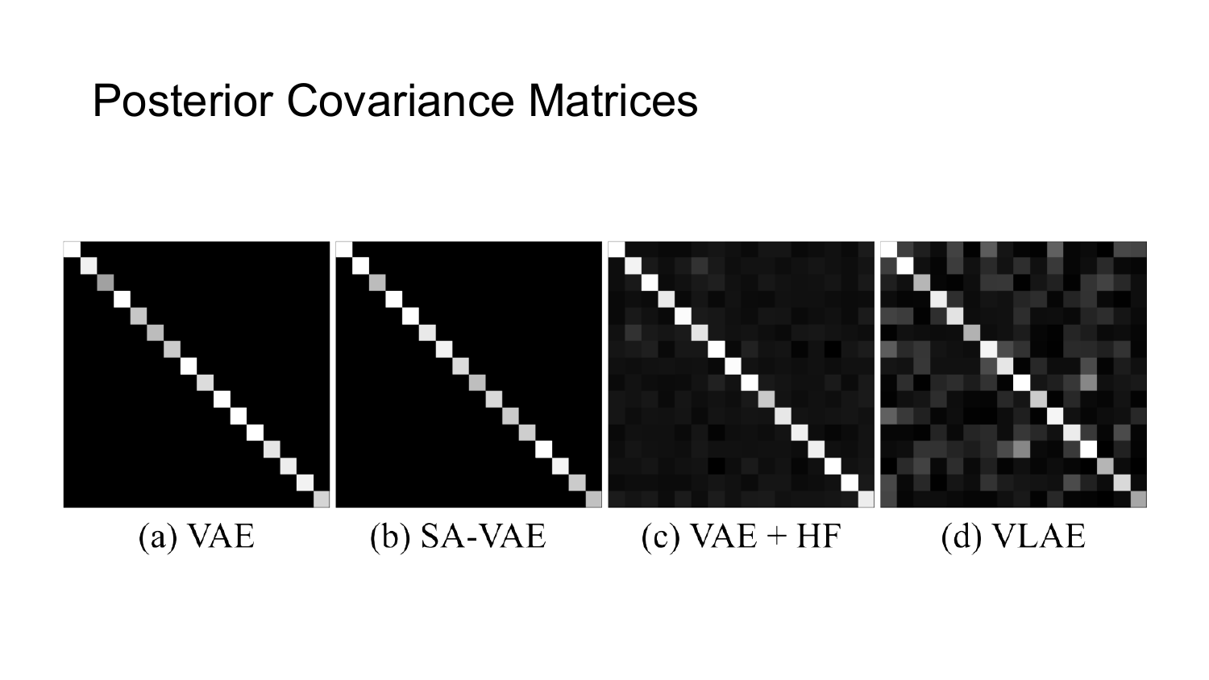# Posterior Covariance Matrices

(a) VAE

(b) SA-VAE

(c) VAE + HF

(d) VLAE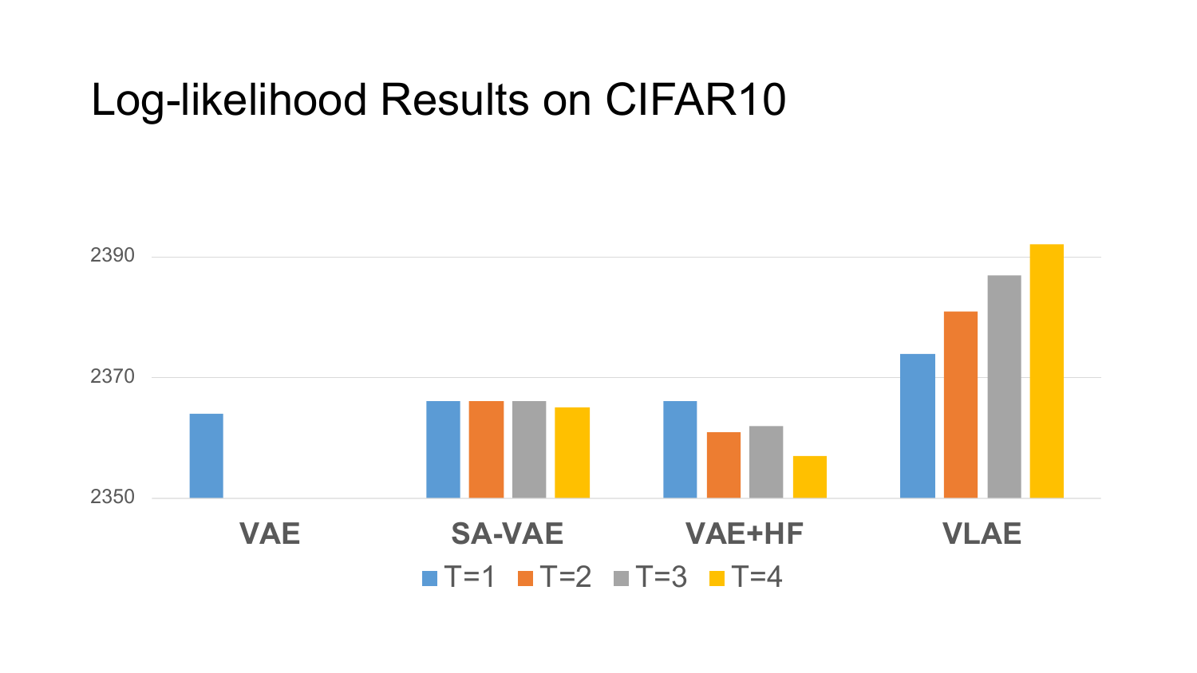# Log-likelihood Results on CIFAR10

2390

2370

2350

VAE SA-VAE VAE+HF VLAE

T=1 T=2 T=3 T=4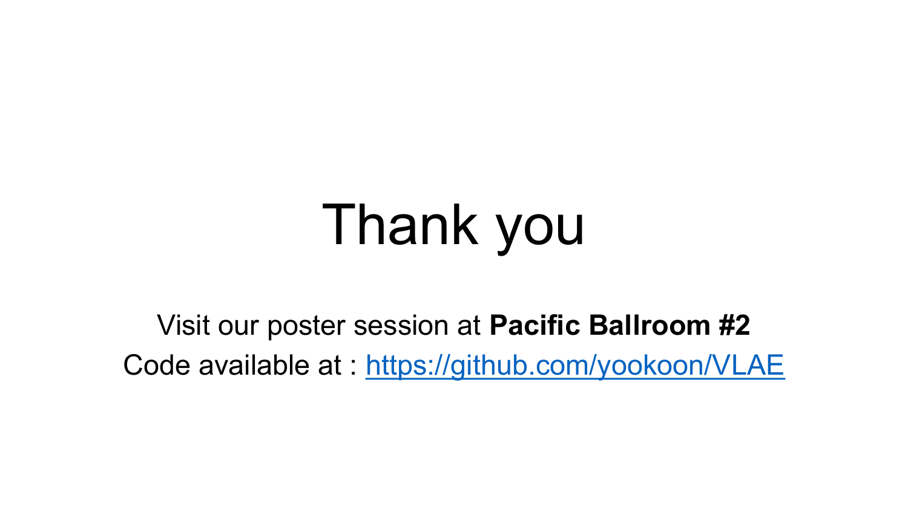# Thank you

Visit our poster session at **Pacific Ballroom #2**

Code available at : [https://github.com/yookoon/VLAE](https://github.com/yookoon/VLAE)